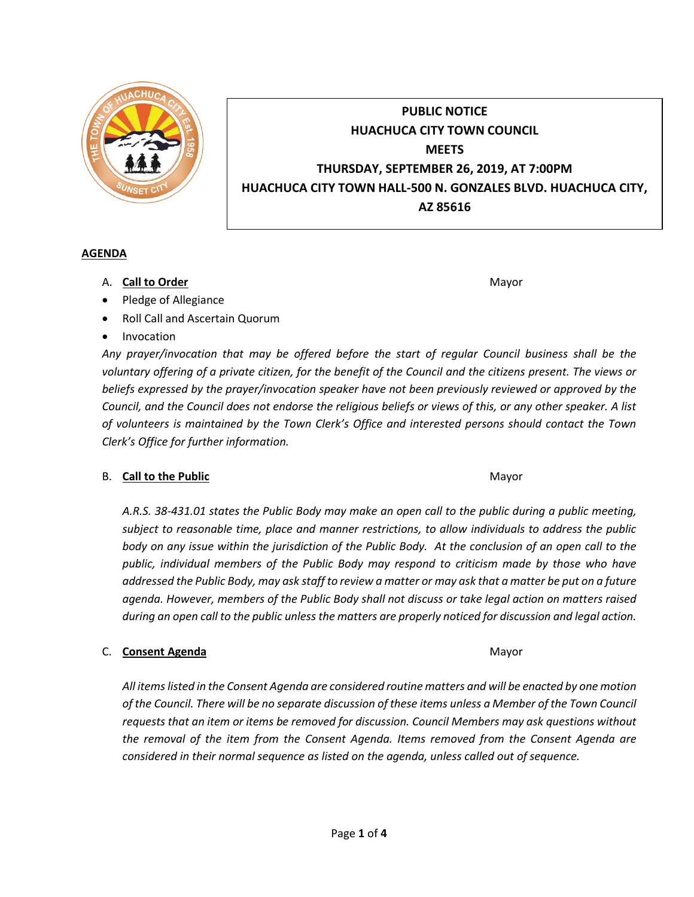**PUBLIC NOTICE**
**HUACHUCA CITY TOWN COUNCIL**
**MEETS**
**THURSDAY, SEPTEMBER 26, 2019, AT 7:00PM**
**HUACHUCA CITY TOWN HALL-500 N. GONZALES BLVD. HUACHUCA CITY, AZ 85616**

## AGENDA

A. **Call to Order** — Mayor

- Pledge of Allegiance
- Roll Call and Ascertain Quorum
- Invocation

*Any prayer/invocation that may be offered before the start of regular Council business shall be the voluntary offering of a private citizen, for the benefit of the Council and the citizens present. The views or beliefs expressed by the prayer/invocation speaker have not been previously reviewed or approved by the Council, and the Council does not endorse the religious beliefs or views of this, or any other speaker. A list of volunteers is maintained by the Town Clerk's Office and interested persons should contact the Town Clerk's Office for further information.*

B. **Call to the Public** — Mayor

*A.R.S. 38-431.01 states the Public Body may make an open call to the public during a public meeting, subject to reasonable time, place and manner restrictions, to allow individuals to address the public body on any issue within the jurisdiction of the Public Body. At the conclusion of an open call to the public, individual members of the Public Body may respond to criticism made by those who have addressed the Public Body, may ask staff to review a matter or may ask that a matter be put on a future agenda. However, members of the Public Body shall not discuss or take legal action on matters raised during an open call to the public unless the matters are properly noticed for discussion and legal action.*

C. **Consent Agenda** — Mayor

*All items listed in the Consent Agenda are considered routine matters and will be enacted by one motion of the Council. There will be no separate discussion of these items unless a Member of the Town Council requests that an item or items be removed for discussion. Council Members may ask questions without the removal of the item from the Consent Agenda. Items removed from the Consent Agenda are considered in their normal sequence as listed on the agenda, unless called out of sequence.*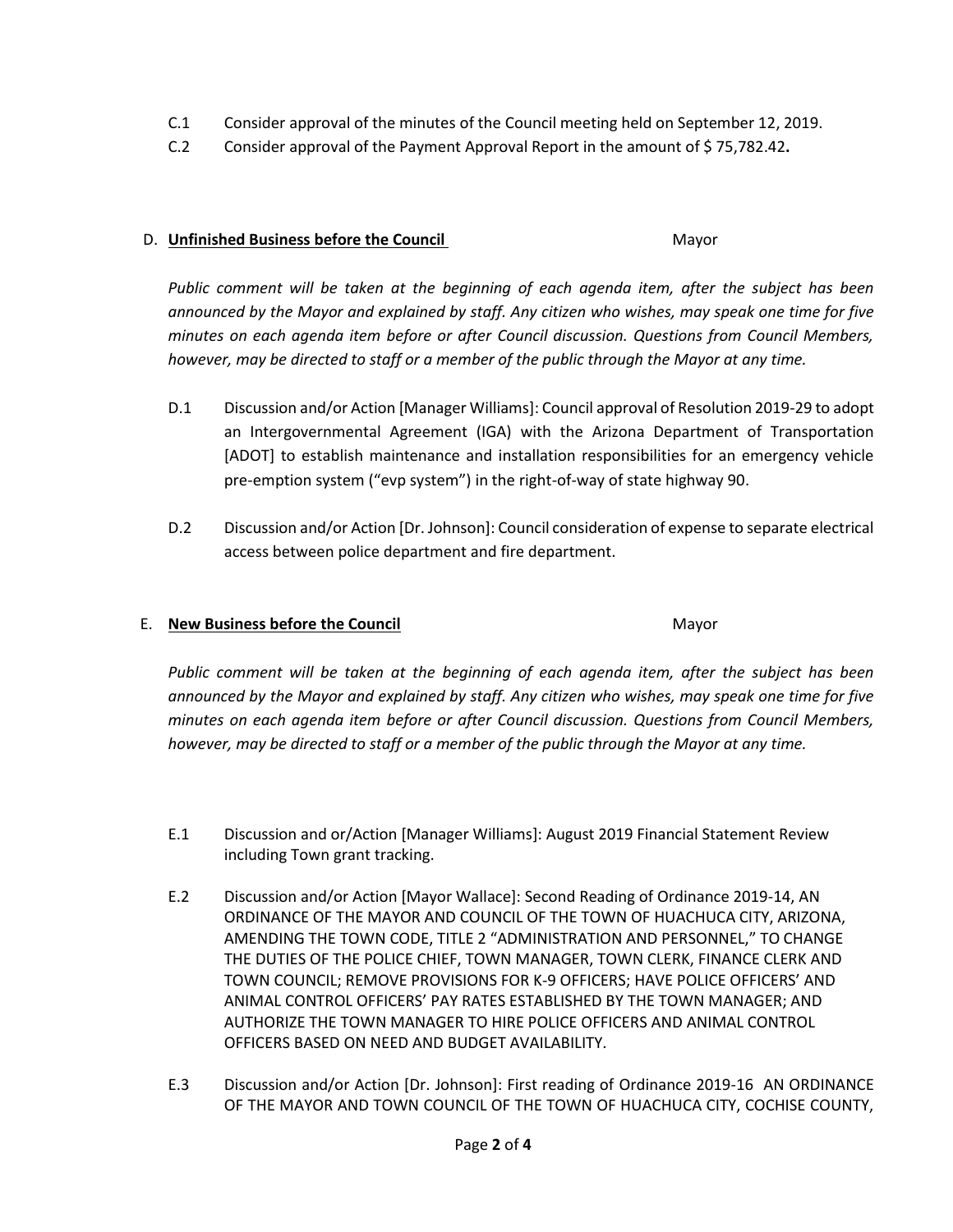C.1 Consider approval of the minutes of the Council meeting held on September 12, 2019.

C.2 Consider approval of the Payment Approval Report in the amount of $ 75,782.42**.**

D. **Unfinished Business before the Council** Mayor

*Public comment will be taken at the beginning of each agenda item, after the subject has been announced by the Mayor and explained by staff. Any citizen who wishes, may speak one time for five minutes on each agenda item before or after Council discussion. Questions from Council Members, however, may be directed to staff or a member of the public through the Mayor at any time.*

D.1 Discussion and/or Action [Manager Williams]: Council approval of Resolution 2019-29 to adopt an Intergovernmental Agreement (IGA) with the Arizona Department of Transportation [ADOT] to establish maintenance and installation responsibilities for an emergency vehicle pre-emption system ("evp system") in the right-of-way of state highway 90.

D.2 Discussion and/or Action [Dr. Johnson]: Council consideration of expense to separate electrical access between police department and fire department.

E. **New Business before the Council** Mayor

*Public comment will be taken at the beginning of each agenda item, after the subject has been announced by the Mayor and explained by staff. Any citizen who wishes, may speak one time for five minutes on each agenda item before or after Council discussion. Questions from Council Members, however, may be directed to staff or a member of the public through the Mayor at any time.*

E.1 Discussion and or/Action [Manager Williams]: August 2019 Financial Statement Review including Town grant tracking.

E.2 Discussion and/or Action [Mayor Wallace]: Second Reading of Ordinance 2019-14, AN ORDINANCE OF THE MAYOR AND COUNCIL OF THE TOWN OF HUACHUCA CITY, ARIZONA, AMENDING THE TOWN CODE, TITLE 2 "ADMINISTRATION AND PERSONNEL," TO CHANGE THE DUTIES OF THE POLICE CHIEF, TOWN MANAGER, TOWN CLERK, FINANCE CLERK AND TOWN COUNCIL; REMOVE PROVISIONS FOR K-9 OFFICERS; HAVE POLICE OFFICERS' AND ANIMAL CONTROL OFFICERS' PAY RATES ESTABLISHED BY THE TOWN MANAGER; AND AUTHORIZE THE TOWN MANAGER TO HIRE POLICE OFFICERS AND ANIMAL CONTROL OFFICERS BASED ON NEED AND BUDGET AVAILABILITY.

E.3 Discussion and/or Action [Dr. Johnson]: First reading of Ordinance 2019-16 AN ORDINANCE OF THE MAYOR AND TOWN COUNCIL OF THE TOWN OF HUACHUCA CITY, COCHISE COUNTY,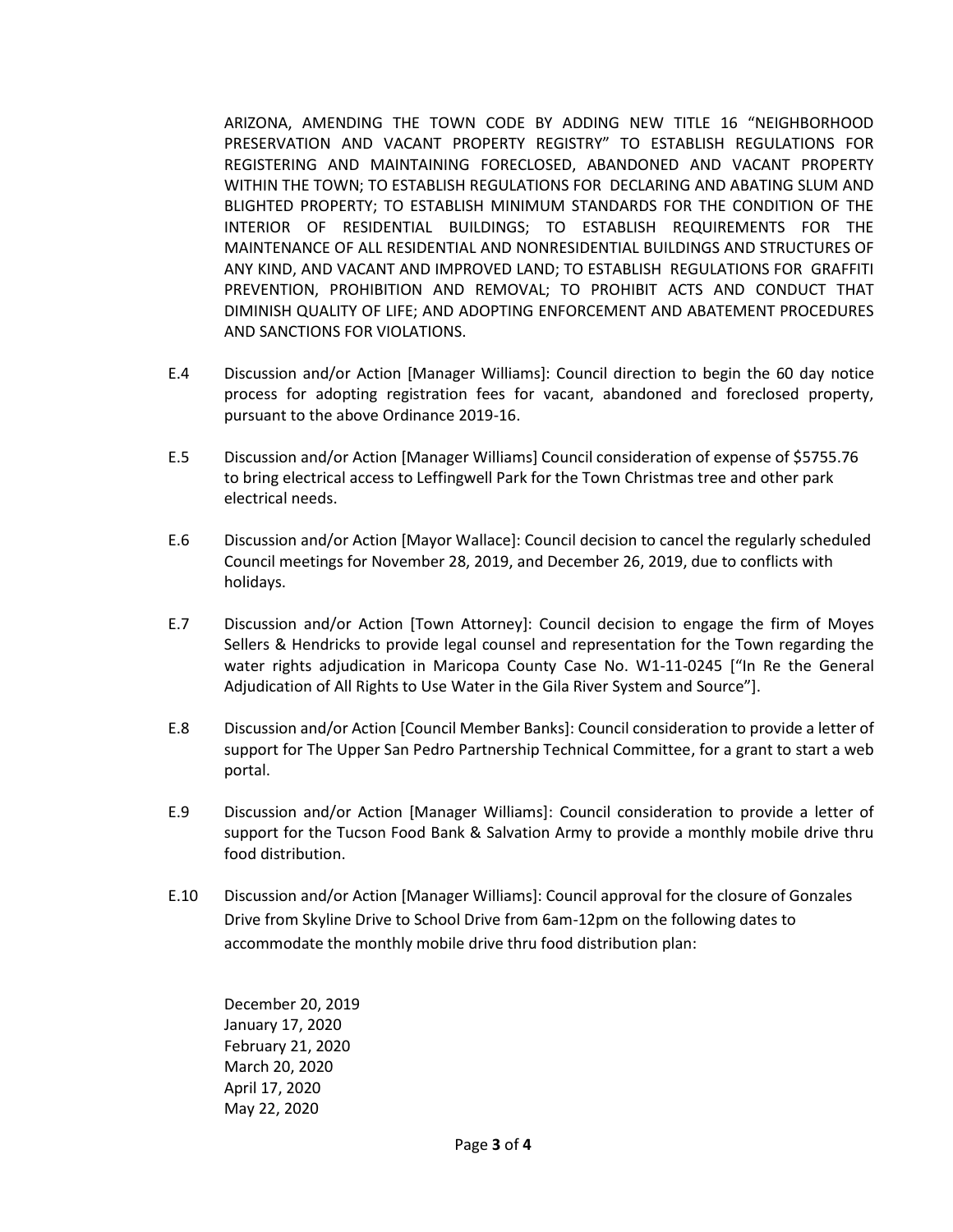ARIZONA, AMENDING THE TOWN CODE BY ADDING NEW TITLE 16 "NEIGHBORHOOD PRESERVATION AND VACANT PROPERTY REGISTRY" TO ESTABLISH REGULATIONS FOR REGISTERING AND MAINTAINING FORECLOSED, ABANDONED AND VACANT PROPERTY WITHIN THE TOWN; TO ESTABLISH REGULATIONS FOR DECLARING AND ABATING SLUM AND BLIGHTED PROPERTY; TO ESTABLISH MINIMUM STANDARDS FOR THE CONDITION OF THE INTERIOR OF RESIDENTIAL BUILDINGS; TO ESTABLISH REQUIREMENTS FOR THE MAINTENANCE OF ALL RESIDENTIAL AND NONRESIDENTIAL BUILDINGS AND STRUCTURES OF ANY KIND, AND VACANT AND IMPROVED LAND; TO ESTABLISH REGULATIONS FOR GRAFFITI PREVENTION, PROHIBITION AND REMOVAL; TO PROHIBIT ACTS AND CONDUCT THAT DIMINISH QUALITY OF LIFE; AND ADOPTING ENFORCEMENT AND ABATEMENT PROCEDURES AND SANCTIONS FOR VIOLATIONS.

E.4 Discussion and/or Action [Manager Williams]: Council direction to begin the 60 day notice process for adopting registration fees for vacant, abandoned and foreclosed property, pursuant to the above Ordinance 2019-16.

E.5 Discussion and/or Action [Manager Williams] Council consideration of expense of $5755.76 to bring electrical access to Leffingwell Park for the Town Christmas tree and other park electrical needs.

E.6 Discussion and/or Action [Mayor Wallace]: Council decision to cancel the regularly scheduled Council meetings for November 28, 2019, and December 26, 2019, due to conflicts with holidays.

E.7 Discussion and/or Action [Town Attorney]: Council decision to engage the firm of Moyes Sellers & Hendricks to provide legal counsel and representation for the Town regarding the water rights adjudication in Maricopa County Case No. W1-11-0245 ["In Re the General Adjudication of All Rights to Use Water in the Gila River System and Source"].

E.8 Discussion and/or Action [Council Member Banks]: Council consideration to provide a letter of support for The Upper San Pedro Partnership Technical Committee, for a grant to start a web portal.

E.9 Discussion and/or Action [Manager Williams]: Council consideration to provide a letter of support for the Tucson Food Bank & Salvation Army to provide a monthly mobile drive thru food distribution.

E.10 Discussion and/or Action [Manager Williams]: Council approval for the closure of Gonzales Drive from Skyline Drive to School Drive from 6am-12pm on the following dates to accommodate the monthly mobile drive thru food distribution plan:

December 20, 2019
January 17, 2020
February 21, 2020
March 20, 2020
April 17, 2020
May 22, 2020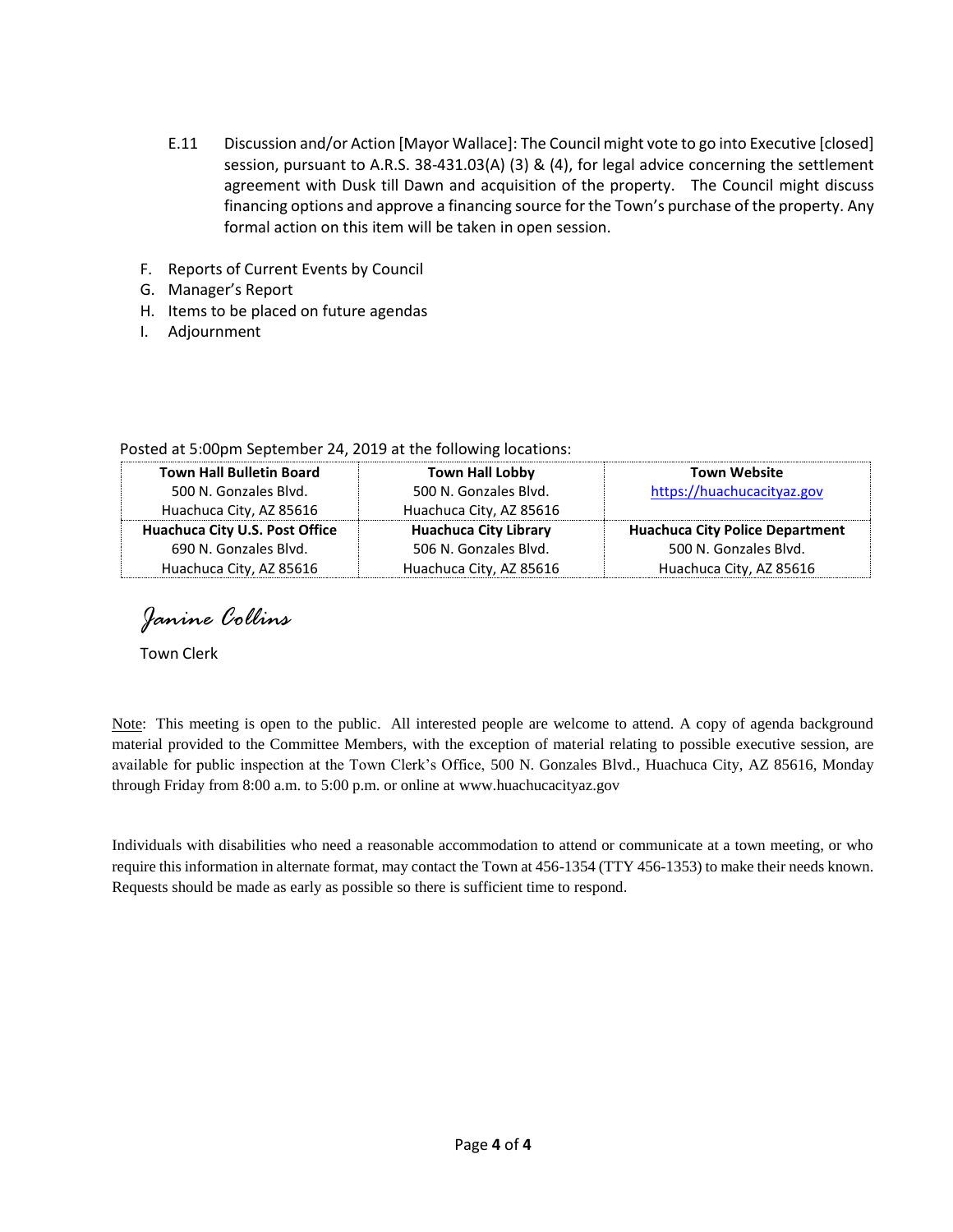E.11 Discussion and/or Action [Mayor Wallace]: The Council might vote to go into Executive [closed] session, pursuant to A.R.S. 38-431.03(A) (3) & (4), for legal advice concerning the settlement agreement with Dusk till Dawn and acquisition of the property. The Council might discuss financing options and approve a financing source for the Town's purchase of the property. Any formal action on this item will be taken in open session.

F. Reports of Current Events by Council
G. Manager's Report
H. Items to be placed on future agendas
I. Adjournment

Posted at 5:00pm September 24, 2019 at the following locations:

| | | |
|---|---|---|
| **Town Hall Bulletin Board**<br>500 N. Gonzales Blvd.<br>Huachuca City, AZ 85616 | **Town Hall Lobby**<br>500 N. Gonzales Blvd.<br>Huachuca City, AZ 85616 | **Town Website**<br>https://huachucacityaz.gov |
| **Huachuca City U.S. Post Office**<br>690 N. Gonzales Blvd.<br>Huachuca City, AZ 85616 | **Huachuca City Library**<br>506 N. Gonzales Blvd.<br>Huachuca City, AZ 85616 | **Huachuca City Police Department**<br>500 N. Gonzales Blvd.<br>Huachuca City, AZ 85616 |

*Janine Collins*

Town Clerk

Note: This meeting is open to the public. All interested people are welcome to attend. A copy of agenda background material provided to the Committee Members, with the exception of material relating to possible executive session, are available for public inspection at the Town Clerk's Office, 500 N. Gonzales Blvd., Huachuca City, AZ 85616, Monday through Friday from 8:00 a.m. to 5:00 p.m. or online at www.huachucacityaz.gov

Individuals with disabilities who need a reasonable accommodation to attend or communicate at a town meeting, or who require this information in alternate format, may contact the Town at 456-1354 (TTY 456-1353) to make their needs known. Requests should be made as early as possible so there is sufficient time to respond.